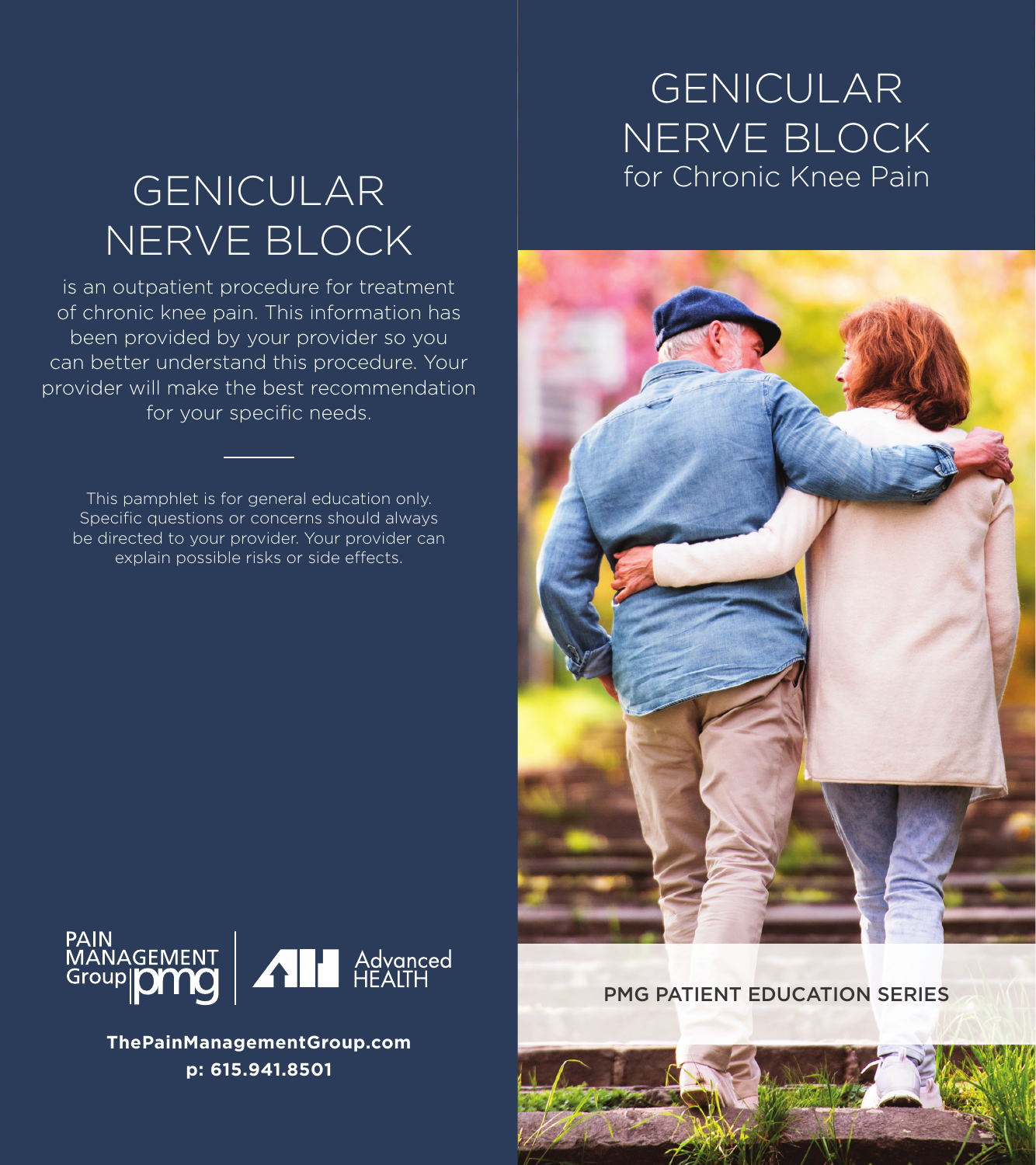# GENICULAR NERVE BLOCK

## for Chronic Knee Pain

PMG PATIENT EDUCATION SERIES

# GENICULAR NERVE BLOCK

is an outpatient procedure for treatment of chronic knee pain. This information has been provided by your provider so you can better understand this procedure. Your provider will make the best recommendation for your specific needs.

---

This pamphlet is for general education only. Specific questions or concerns should always be directed to your provider. Your provider can explain possible risks or side effects.

PAIN MANAGEMENT Group pmg | Advanced HEALTH

**ThePainManagementGroup.com**
**p: 615.941.8501**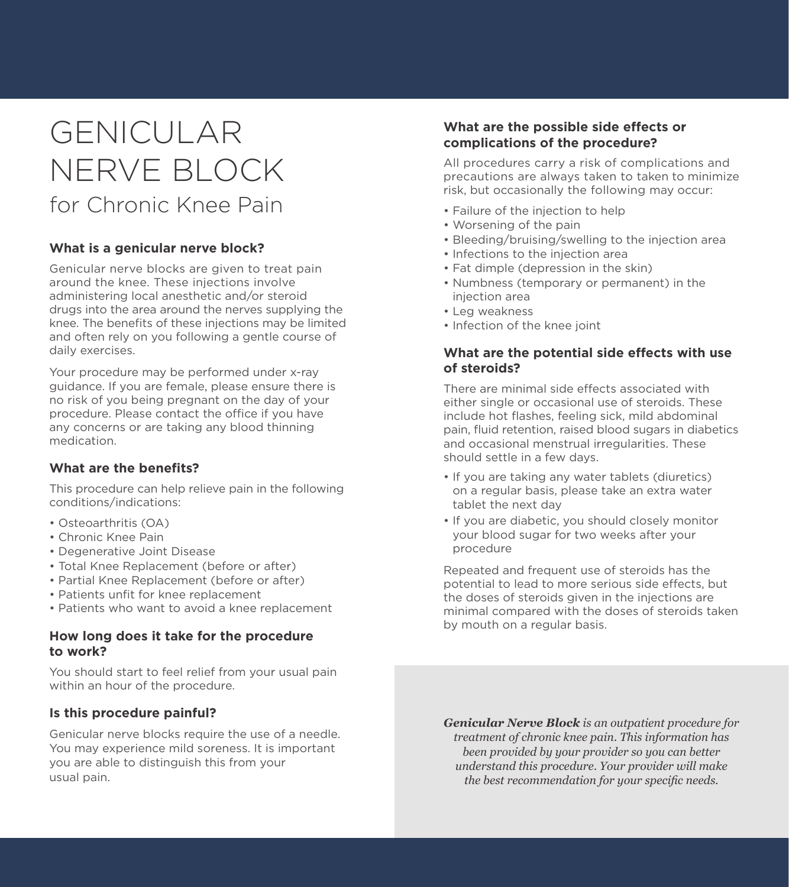# GENICULAR NERVE BLOCK

## for Chronic Knee Pain

### What is a genicular nerve block?

Genicular nerve blocks are given to treat pain around the knee. These injections involve administering local anesthetic and/or steroid drugs into the area around the nerves supplying the knee. The benefits of these injections may be limited and often rely on you following a gentle course of daily exercises.

Your procedure may be performed under x-ray guidance. If you are female, please ensure there is no risk of you being pregnant on the day of your procedure. Please contact the office if you have any concerns or are taking any blood thinning medication.

### What are the benefits?

This procedure can help relieve pain in the following conditions/indications:

- Osteoarthritis (OA)
- Chronic Knee Pain
- Degenerative Joint Disease
- Total Knee Replacement (before or after)
- Partial Knee Replacement (before or after)
- Patients unfit for knee replacement
- Patients who want to avoid a knee replacement

### How long does it take for the procedure to work?

You should start to feel relief from your usual pain within an hour of the procedure.

### Is this procedure painful?

Genicular nerve blocks require the use of a needle. You may experience mild soreness. It is important you are able to distinguish this from your usual pain.

### What are the possible side effects or complications of the procedure?

All procedures carry a risk of complications and precautions are always taken to taken to minimize risk, but occasionally the following may occur:

- Failure of the injection to help
- Worsening of the pain
- Bleeding/bruising/swelling to the injection area
- Infections to the injection area
- Fat dimple (depression in the skin)
- Numbness (temporary or permanent) in the injection area
- Leg weakness
- Infection of the knee joint

### What are the potential side effects with use of steroids?

There are minimal side effects associated with either single or occasional use of steroids. These include hot flashes, feeling sick, mild abdominal pain, fluid retention, raised blood sugars in diabetics and occasional menstrual irregularities. These should settle in a few days.

- If you are taking any water tablets (diuretics) on a regular basis, please take an extra water tablet the next day
- If you are diabetic, you should closely monitor your blood sugar for two weeks after your procedure

Repeated and frequent use of steroids has the potential to lead to more serious side effects, but the doses of steroids given in the injections are minimal compared with the doses of steroids taken by mouth on a regular basis.

***Genicular Nerve Block*** *is an outpatient procedure for treatment of chronic knee pain. This information has been provided by your provider so you can better understand this procedure. Your provider will make the best recommendation for your specific needs.*